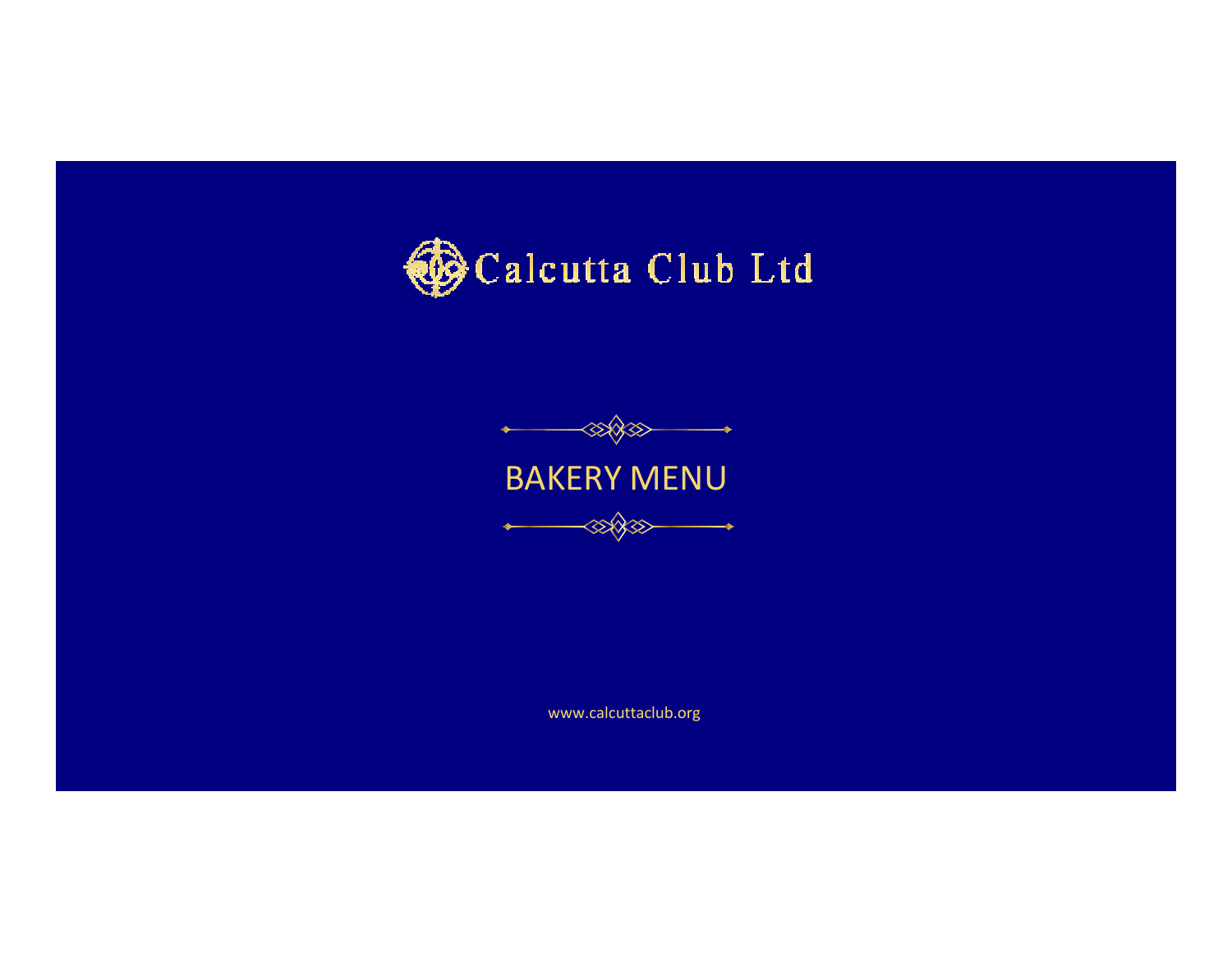# Calcutta Club Ltd

## BAKERY MENU

www.calcuttaclub.org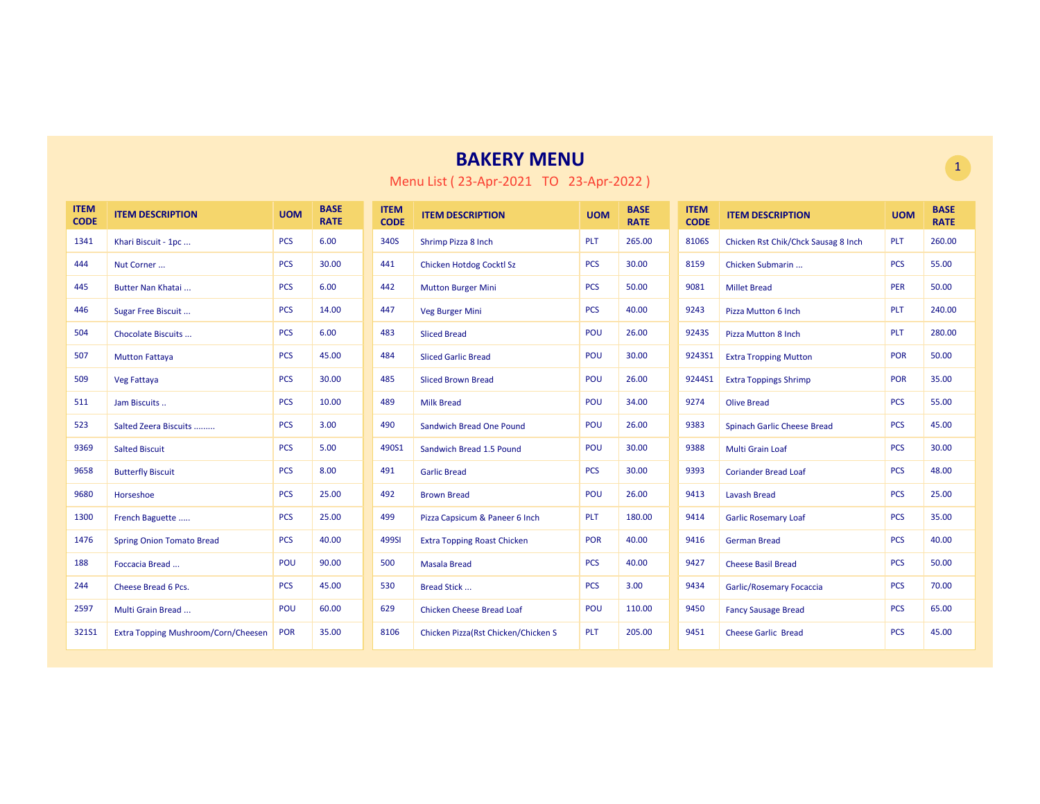# BAKERY MENU

Menu List ( 23-Apr-2021 TO 23-Apr-2022 )

| ITEM CODE | ITEM DESCRIPTION | UOM | BASE RATE |
|---|---|---|---|
| 1341 | Khari Biscuit - 1pc ... | PCS | 6.00 |
| 444 | Nut Corner ... | PCS | 30.00 |
| 445 | Butter Nan Khatai ... | PCS | 6.00 |
| 446 | Sugar Free Biscuit ... | PCS | 14.00 |
| 504 | Chocolate Biscuits ... | PCS | 6.00 |
| 507 | Mutton Fattaya | PCS | 45.00 |
| 509 | Veg Fattaya | PCS | 30.00 |
| 511 | Jam Biscuits .. | PCS | 10.00 |
| 523 | Salted Zeera Biscuits ......... | PCS | 3.00 |
| 9369 | Salted Biscuit | PCS | 5.00 |
| 9658 | Butterfly Biscuit | PCS | 8.00 |
| 9680 | Horseshoe | PCS | 25.00 |
| 1300 | French Baguette ..... | PCS | 25.00 |
| 1476 | Spring Onion Tomato Bread | PCS | 40.00 |
| 188 | Foccacia Bread ... | POU | 90.00 |
| 244 | Cheese Bread 6 Pcs. | PCS | 45.00 |
| 2597 | Multi Grain Bread ... | POU | 60.00 |
| 321S1 | Extra Topping Mushroom/Corn/Cheesen | POR | 35.00 |

| ITEM CODE | ITEM DESCRIPTION | UOM | BASE RATE |
|---|---|---|---|
| 340S | Shrimp Pizza 8 Inch | PLT | 265.00 |
| 441 | Chicken Hotdog Cocktl Sz | PCS | 30.00 |
| 442 | Mutton Burger Mini | PCS | 50.00 |
| 447 | Veg Burger Mini | PCS | 40.00 |
| 483 | Sliced Bread | POU | 26.00 |
| 484 | Sliced Garlic Bread | POU | 30.00 |
| 485 | Sliced Brown Bread | POU | 26.00 |
| 489 | Milk Bread | POU | 34.00 |
| 490 | Sandwich Bread One Pound | POU | 26.00 |
| 490S1 | Sandwich Bread 1.5 Pound | POU | 30.00 |
| 491 | Garlic Bread | PCS | 30.00 |
| 492 | Brown Bread | POU | 26.00 |
| 499 | Pizza Capsicum & Paneer 6 Inch | PLT | 180.00 |
| 499SI | Extra Topping Roast Chicken | POR | 40.00 |
| 500 | Masala Bread | PCS | 40.00 |
| 530 | Bread Stick ... | PCS | 3.00 |
| 629 | Chicken Cheese Bread Loaf | POU | 110.00 |
| 8106 | Chicken Pizza(Rst Chicken/Chicken S | PLT | 205.00 |

| ITEM CODE | ITEM DESCRIPTION | UOM | BASE RATE |
|---|---|---|---|
| 8106S | Chicken Rst Chik/Chck Sausag 8 Inch | PLT | 260.00 |
| 8159 | Chicken Submarin ... | PCS | 55.00 |
| 9081 | Millet Bread | PER | 50.00 |
| 9243 | Pizza Mutton 6 Inch | PLT | 240.00 |
| 9243S | Pizza Mutton 8 Inch | PLT | 280.00 |
| 9243S1 | Extra Tropping Mutton | POR | 50.00 |
| 9244S1 | Extra Toppings Shrimp | POR | 35.00 |
| 9274 | Olive Bread | PCS | 55.00 |
| 9383 | Spinach Garlic Cheese Bread | PCS | 45.00 |
| 9388 | Multi Grain Loaf | PCS | 30.00 |
| 9393 | Coriander Bread Loaf | PCS | 48.00 |
| 9413 | Lavash Bread | PCS | 25.00 |
| 9414 | Garlic Rosemary Loaf | PCS | 35.00 |
| 9416 | German Bread | PCS | 40.00 |
| 9427 | Cheese Basil Bread | PCS | 50.00 |
| 9434 | Garlic/Rosemary Focaccia | PCS | 70.00 |
| 9450 | Fancy Sausage Bread | PCS | 65.00 |
| 9451 | Cheese Garlic Bread | PCS | 45.00 |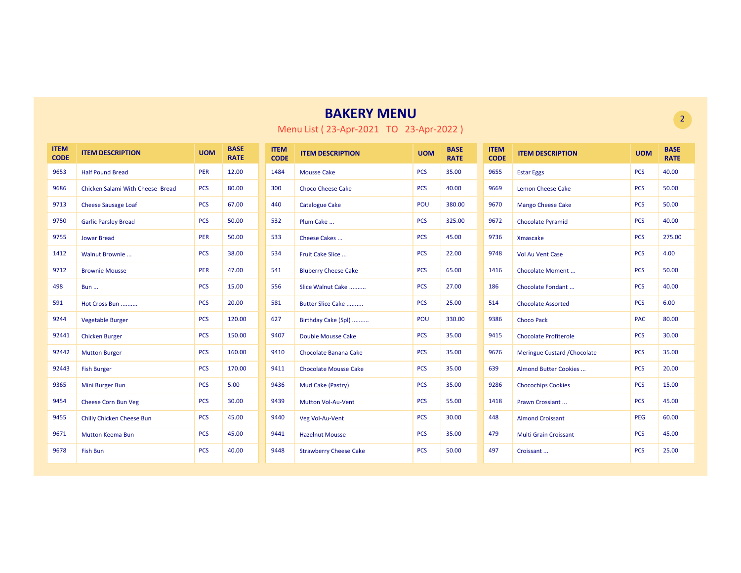# BAKERY MENU

Menu List ( 23-Apr-2021 TO 23-Apr-2022 )

| ITEM CODE | ITEM DESCRIPTION | UOM | BASE RATE |
|---|---|---|---|
| 9653 | Half Pound Bread | PER | 12.00 |
| 9686 | Chicken Salami With Cheese Bread | PCS | 80.00 |
| 9713 | Cheese Sausage Loaf | PER | 67.00 |
| 9750 | Garlic Parsley Bread | PCS | 50.00 |
| 9755 | Jowar Bread | PER | 50.00 |
| 1412 | Walnut Brownie ... | PCS | 38.00 |
| 9712 | Brownie Mousse | PER | 47.00 |
| 498 | Bun ... | PCS | 15.00 |
| 591 | Hot Cross Bun .......... | PCS | 20.00 |
| 9244 | Vegetable Burger | PCS | 120.00 |
| 92441 | Chicken Burger | PCS | 150.00 |
| 92442 | Mutton Burger | PCS | 160.00 |
| 92443 | Fish Burger | PCS | 170.00 |
| 9365 | Mini Burger Bun | PCS | 5.00 |
| 9454 | Cheese Corn Bun Veg | PCS | 30.00 |
| 9455 | Chilly Chicken Cheese Bun | PCS | 45.00 |
| 9671 | Mutton Keema Bun | PCS | 45.00 |
| 9678 | Fish Bun | PCS | 40.00 |
| 1484 | Mousse Cake | PCS | 35.00 |
| 300 | Choco Cheese Cake | PCS | 40.00 |
| 440 | Catalogue Cake | POU | 380.00 |
| 532 | Plum Cake ... | PCS | 325.00 |
| 533 | Cheese Cakes ... | PCS | 45.00 |
| 534 | Fruit Cake Slice ... | PCS | 22.00 |
| 541 | Bluberry Cheese Cake | PCS | 65.00 |
| 556 | Slice Walnut Cake .......... | PCS | 27.00 |
| 581 | Butter Slice Cake .......... | PCS | 25.00 |
| 627 | Birthday Cake (Spl) .......... | POU | 330.00 |
| 9407 | Double Mousse Cake | PCS | 35.00 |
| 9410 | Chocolate Banana Cake | PCS | 35.00 |
| 9411 | Chocolate Mousse Cake | PCS | 35.00 |
| 9436 | Mud Cake (Pastry) | PCS | 35.00 |
| 9439 | Mutton Vol-Au-Vent | PCS | 55.00 |
| 9440 | Veg Vol-Au-Vent | PCS | 30.00 |
| 9441 | Hazelnut Mousse | PCS | 35.00 |
| 9448 | Strawberry Cheese Cake | PCS | 50.00 |
| 9655 | Estar Eggs | PCS | 40.00 |
| 9669 | Lemon Cheese Cake | PCS | 50.00 |
| 9670 | Mango Cheese Cake | PCS | 50.00 |
| 9672 | Chocolate Pyramid | PCS | 40.00 |
| 9736 | Xmascake | PCS | 275.00 |
| 9748 | Vol Au Vent Case | PCS | 4.00 |
| 1416 | Chocolate Moment ... | PCS | 50.00 |
| 186 | Chocolate Fondant ... | PCS | 40.00 |
| 514 | Chocolate Assorted | PCS | 6.00 |
| 9386 | Choco Pack | PAC | 80.00 |
| 9415 | Chocolate Profiterole | PCS | 30.00 |
| 9676 | Meringue Custard /Chocolate | PCS | 35.00 |
| 639 | Almond Butter Cookies ... | PCS | 20.00 |
| 9286 | Chocochips Cookies | PCS | 15.00 |
| 1418 | Prawn Crossiant ... | PCS | 45.00 |
| 448 | Almond Croissant | PEG | 60.00 |
| 479 | Multi Grain Croissant | PCS | 45.00 |
| 497 | Croissant ... | PCS | 25.00 |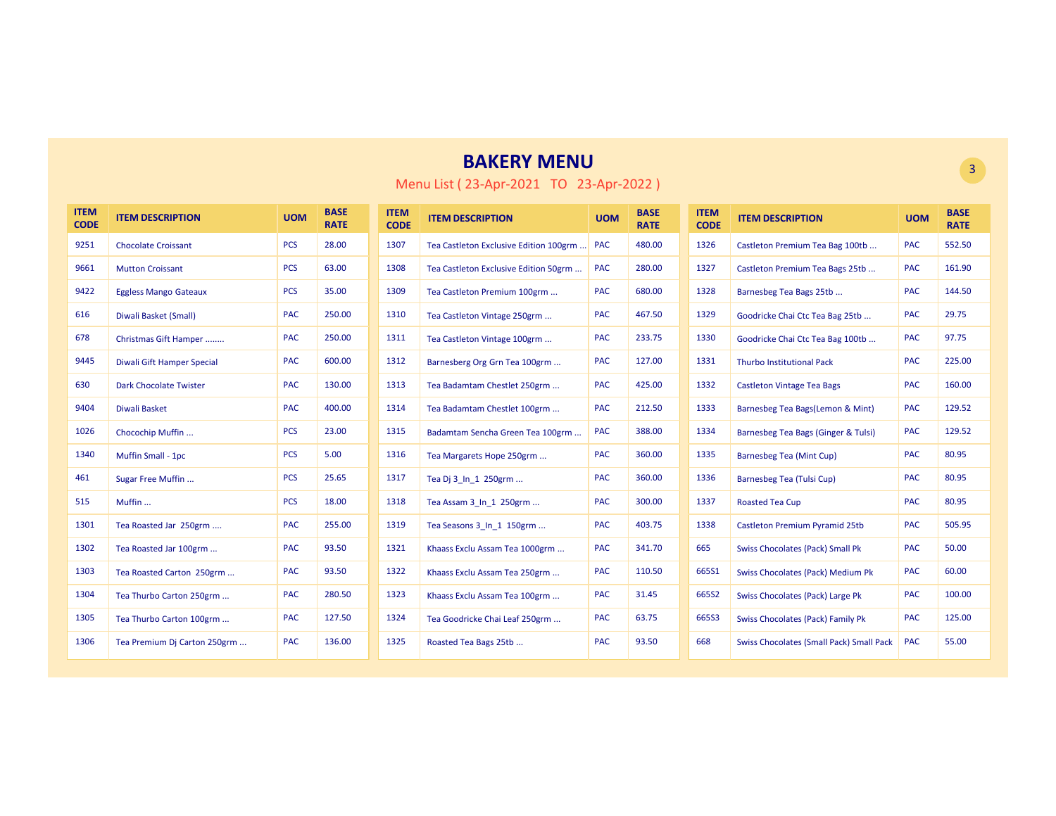# BAKERY MENU

Menu List ( 23-Apr-2021 TO 23-Apr-2022 )

| ITEM CODE | ITEM DESCRIPTION | UOM | BASE RATE |
|---|---|---|---|
| 9251 | Chocolate Croissant | PCS | 28.00 |
| 9661 | Mutton Croissant | PCS | 63.00 |
| 9422 | Eggless Mango Gateaux | PCS | 35.00 |
| 616 | Diwali Basket (Small) | PAC | 250.00 |
| 678 | Christmas Gift Hamper ........ | PAC | 250.00 |
| 9445 | Diwali Gift Hamper Special | PAC | 600.00 |
| 630 | Dark Chocolate Twister | PAC | 130.00 |
| 9404 | Diwali Basket | PAC | 400.00 |
| 1026 | Chocochip Muffin ... | PCS | 23.00 |
| 1340 | Muffin Small - 1pc | PCS | 5.00 |
| 461 | Sugar Free Muffin ... | PCS | 25.65 |
| 515 | Muffin ... | PCS | 18.00 |
| 1301 | Tea Roasted Jar 250grm .... | PAC | 255.00 |
| 1302 | Tea Roasted Jar 100grm ... | PAC | 93.50 |
| 1303 | Tea Roasted Carton 250grm ... | PAC | 93.50 |
| 1304 | Tea Thurbo Carton 250grm ... | PAC | 280.50 |
| 1305 | Tea Thurbo Carton 100grm ... | PAC | 127.50 |
| 1306 | Tea Premium Dj Carton 250grm ... | PAC | 136.00 |
| 1307 | Tea Castleton Exclusive Edition 100grm ... | PAC | 480.00 |
| 1308 | Tea Castleton Exclusive Edition 50grm ... | PAC | 280.00 |
| 1309 | Tea Castleton Premium 100grm ... | PAC | 680.00 |
| 1310 | Tea Castleton Vintage 250grm ... | PAC | 467.50 |
| 1311 | Tea Castleton Vintage 100grm ... | PAC | 233.75 |
| 1312 | Barnesberg Org Grn Tea 100grm ... | PAC | 127.00 |
| 1313 | Tea Badamtam Chestlet 250grm ... | PAC | 425.00 |
| 1314 | Tea Badamtam Chestlet 100grm ... | PAC | 212.50 |
| 1315 | Badamtam Sencha Green Tea 100grm ... | PAC | 388.00 |
| 1316 | Tea Margarets Hope 250grm ... | PAC | 360.00 |
| 1317 | Tea Dj 3_In_1 250grm ... | PAC | 360.00 |
| 1318 | Tea Assam 3_In_1 250grm ... | PAC | 300.00 |
| 1319 | Tea Seasons 3_In_1 150grm ... | PAC | 403.75 |
| 1321 | Khaass Exclu Assam Tea 1000grm ... | PAC | 341.70 |
| 1322 | Khaass Exclu Assam Tea 250grm ... | PAC | 110.50 |
| 1323 | Khaass Exclu Assam Tea 100grm ... | PAC | 31.45 |
| 1324 | Tea Goodricke Chai Leaf 250grm ... | PAC | 63.75 |
| 1325 | Roasted Tea Bags 25tb ... | PAC | 93.50 |
| 1326 | Castleton Premium Tea Bag 100tb ... | PAC | 552.50 |
| 1327 | Castleton Premium Tea Bags 25tb ... | PAC | 161.90 |
| 1328 | Barnesbeg Tea Bags 25tb ... | PAC | 144.50 |
| 1329 | Goodricke Chai Ctc Tea Bag 25tb ... | PAC | 29.75 |
| 1330 | Goodricke Chai Ctc Tea Bag 100tb ... | PAC | 97.75 |
| 1331 | Thurbo Institutional Pack | PAC | 225.00 |
| 1332 | Castleton Vintage Tea Bags | PAC | 160.00 |
| 1333 | Barnesbeg Tea Bags(Lemon & Mint) | PAC | 129.52 |
| 1334 | Barnesbeg Tea Bags (Ginger & Tulsi) | PAC | 129.52 |
| 1335 | Barnesbeg Tea (Mint Cup) | PAC | 80.95 |
| 1336 | Barnesbeg Tea (Tulsi Cup) | PAC | 80.95 |
| 1337 | Roasted Tea Cup | PAC | 80.95 |
| 1338 | Castleton Premium Pyramid 25tb | PAC | 505.95 |
| 665 | Swiss Chocolates (Pack) Small Pk | PAC | 50.00 |
| 665S1 | Swiss Chocolates (Pack) Medium Pk | PAC | 60.00 |
| 665S2 | Swiss Chocolates (Pack) Large Pk | PAC | 100.00 |
| 665S3 | Swiss Chocolates (Pack) Family Pk | PAC | 125.00 |
| 668 | Swiss Chocolates (Small Pack) Small Pack | PAC | 55.00 |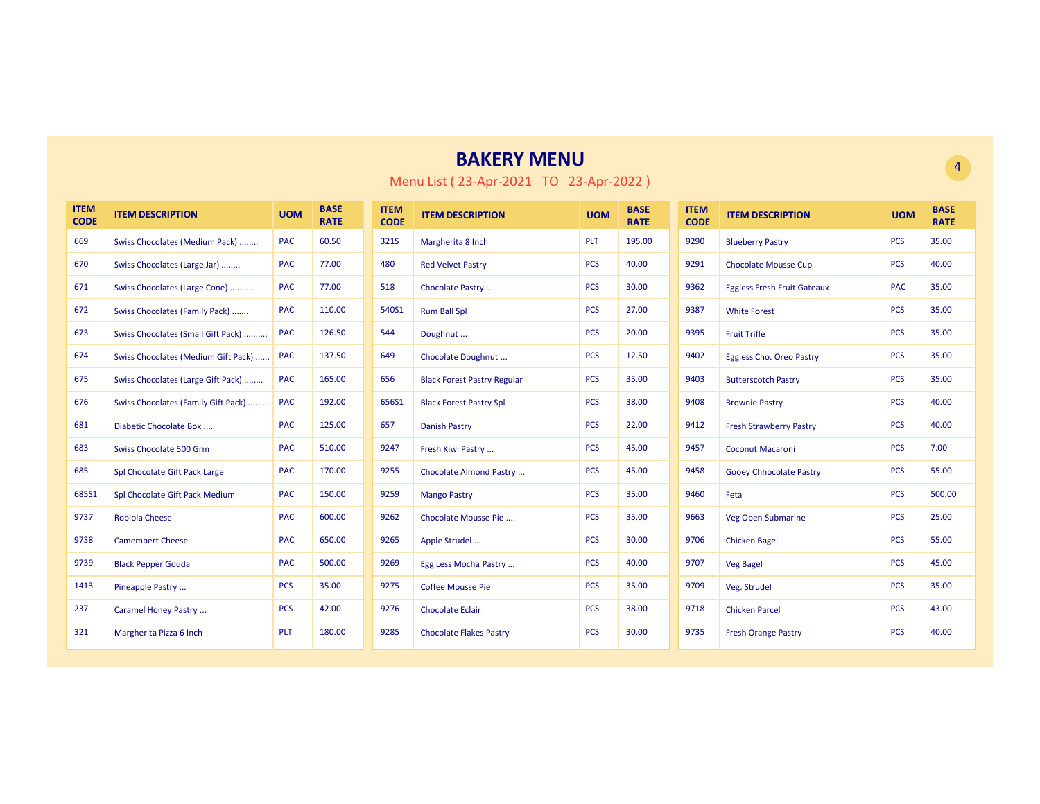# BAKERY MENU

Menu List ( 23-Apr-2021 TO 23-Apr-2022 )

| ITEM CODE | ITEM DESCRIPTION | UOM | BASE RATE |
|---|---|---|---|
| 669 | Swiss Chocolates (Medium Pack) ........ | PAC | 60.50 |
| 670 | Swiss Chocolates (Large Jar) ........ | PAC | 77.00 |
| 671 | Swiss Chocolates (Large Cone) .......... | PAC | 77.00 |
| 672 | Swiss Chocolates (Family Pack) ....... | PAC | 110.00 |
| 673 | Swiss Chocolates (Small Gift Pack) .......... | PAC | 126.50 |
| 674 | Swiss Chocolates (Medium Gift Pack) ...... | PAC | 137.50 |
| 675 | Swiss Chocolates (Large Gift Pack) ........ | PAC | 165.00 |
| 676 | Swiss Chocolates (Family Gift Pack) ......... | PAC | 192.00 |
| 681 | Diabetic Chocolate Box .... | PAC | 125.00 |
| 683 | Swiss Chocolate 500 Grm | PAC | 510.00 |
| 685 | Spl Chocolate Gift Pack Large | PAC | 170.00 |
| 685S1 | Spl Chocolate Gift Pack Medium | PAC | 150.00 |
| 9737 | Robiola Cheese | PAC | 600.00 |
| 9738 | Camembert Cheese | PAC | 650.00 |
| 9739 | Black Pepper Gouda | PAC | 500.00 |
| 1413 | Pineapple Pastry ... | PCS | 35.00 |
| 237 | Caramel Honey Pastry ... | PCS | 42.00 |
| 321 | Margherita Pizza 6 Inch | PLT | 180.00 |
| 321S | Margherita 8 Inch | PLT | 195.00 |
| 480 | Red Velvet Pastry | PCS | 40.00 |
| 518 | Chocolate Pastry ... | PCS | 30.00 |
| 540S1 | Rum Ball Spl | PCS | 27.00 |
| 544 | Doughnut ... | PCS | 20.00 |
| 649 | Chocolate Doughnut ... | PCS | 12.50 |
| 656 | Black Forest Pastry Regular | PCS | 35.00 |
| 656S1 | Black Forest Pastry Spl | PCS | 38.00 |
| 657 | Danish Pastry | PCS | 22.00 |
| 9247 | Fresh Kiwi Pastry ... | PCS | 45.00 |
| 9255 | Chocolate Almond Pastry ... | PCS | 45.00 |
| 9259 | Mango Pastry | PCS | 35.00 |
| 9262 | Chocolate Mousse Pie .... | PCS | 35.00 |
| 9265 | Apple Strudel ... | PCS | 30.00 |
| 9269 | Egg Less Mocha Pastry ... | PCS | 40.00 |
| 9275 | Coffee Mousse Pie | PCS | 35.00 |
| 9276 | Chocolate Eclair | PCS | 38.00 |
| 9285 | Chocolate Flakes Pastry | PCS | 30.00 |
| 9290 | Blueberry Pastry | PCS | 35.00 |
| 9291 | Chocolate Mousse Cup | PCS | 40.00 |
| 9362 | Eggless Fresh Fruit Gateaux | PAC | 35.00 |
| 9387 | White Forest | PCS | 35.00 |
| 9395 | Fruit Trifle | PCS | 35.00 |
| 9402 | Eggless Cho. Oreo Pastry | PCS | 35.00 |
| 9403 | Butterscotch Pastry | PCS | 35.00 |
| 9408 | Brownie Pastry | PCS | 40.00 |
| 9412 | Fresh Strawberry Pastry | PCS | 40.00 |
| 9457 | Coconut Macaroni | PCS | 7.00 |
| 9458 | Gooey Chhocolate Pastry | PCS | 55.00 |
| 9460 | Feta | PCS | 500.00 |
| 9663 | Veg Open Submarine | PCS | 25.00 |
| 9706 | Chicken Bagel | PCS | 55.00 |
| 9707 | Veg Bagel | PCS | 45.00 |
| 9709 | Veg. Strudel | PCS | 35.00 |
| 9718 | Chicken Parcel | PCS | 43.00 |
| 9735 | Fresh Orange Pastry | PCS | 40.00 |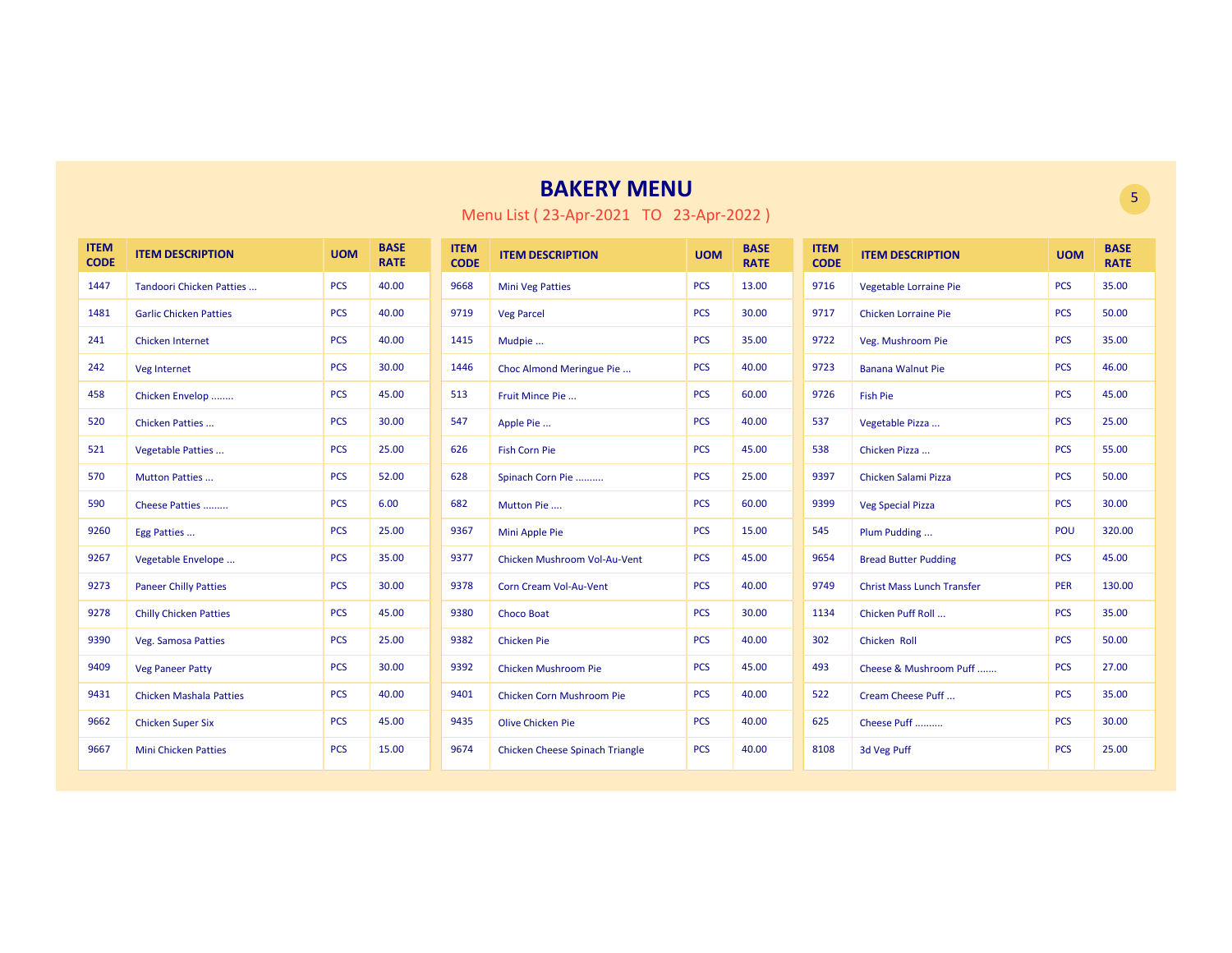# BAKERY MENU

Menu List ( 23-Apr-2021 TO 23-Apr-2022 )

| ITEM CODE | ITEM DESCRIPTION | UOM | BASE RATE |
|---|---|---|---|
| 1447 | Tandoori Chicken Patties ... | PCS | 40.00 |
| 1481 | Garlic Chicken Patties | PCS | 40.00 |
| 241 | Chicken Internet | PCS | 40.00 |
| 242 | Veg Internet | PCS | 30.00 |
| 458 | Chicken Envelop ........ | PCS | 45.00 |
| 520 | Chicken Patties ... | PCS | 30.00 |
| 521 | Vegetable Patties ... | PCS | 25.00 |
| 570 | Mutton Patties ... | PCS | 52.00 |
| 590 | Cheese Patties ......... | PCS | 6.00 |
| 9260 | Egg Patties ... | PCS | 25.00 |
| 9267 | Vegetable Envelope ... | PCS | 35.00 |
| 9273 | Paneer Chilly Patties | PCS | 30.00 |
| 9278 | Chilly Chicken Patties | PCS | 45.00 |
| 9390 | Veg. Samosa Patties | PCS | 25.00 |
| 9409 | Veg Paneer Patty | PCS | 30.00 |
| 9431 | Chicken Mashala Patties | PCS | 40.00 |
| 9662 | Chicken Super Six | PCS | 45.00 |
| 9667 | Mini Chicken Patties | PCS | 15.00 |

| ITEM CODE | ITEM DESCRIPTION | UOM | BASE RATE |
|---|---|---|---|
| 9668 | Mini Veg Patties | PCS | 13.00 |
| 9719 | Veg Parcel | PCS | 30.00 |
| 1415 | Mudpie ... | PCS | 35.00 |
| 1446 | Choc Almond Meringue Pie ... | PCS | 40.00 |
| 513 | Fruit Mince Pie ... | PCS | 60.00 |
| 547 | Apple Pie ... | PCS | 40.00 |
| 626 | Fish Corn Pie | PCS | 45.00 |
| 628 | Spinach Corn Pie .......... | PCS | 25.00 |
| 682 | Mutton Pie .... | PCS | 60.00 |
| 9367 | Mini Apple Pie | PCS | 15.00 |
| 9377 | Chicken Mushroom Vol-Au-Vent | PCS | 45.00 |
| 9378 | Corn Cream Vol-Au-Vent | PCS | 40.00 |
| 9380 | Choco Boat | PCS | 30.00 |
| 9382 | Chicken Pie | PCS | 40.00 |
| 9392 | Chicken Mushroom Pie | PCS | 45.00 |
| 9401 | Chicken Corn Mushroom Pie | PCS | 40.00 |
| 9435 | Olive Chicken Pie | PCS | 40.00 |
| 9674 | Chicken Cheese Spinach Triangle | PCS | 40.00 |

| ITEM CODE | ITEM DESCRIPTION | UOM | BASE RATE |
|---|---|---|---|
| 9716 | Vegetable Lorraine Pie | PCS | 35.00 |
| 9717 | Chicken Lorraine Pie | PCS | 50.00 |
| 9722 | Veg. Mushroom Pie | PCS | 35.00 |
| 9723 | Banana Walnut Pie | PCS | 46.00 |
| 9726 | Fish Pie | PCS | 45.00 |
| 537 | Vegetable Pizza ... | PCS | 25.00 |
| 538 | Chicken Pizza ... | PCS | 55.00 |
| 9397 | Chicken Salami Pizza | PCS | 50.00 |
| 9399 | Veg Special Pizza | PCS | 30.00 |
| 545 | Plum Pudding ... | POU | 320.00 |
| 9654 | Bread Butter Pudding | PCS | 45.00 |
| 9749 | Christ Mass Lunch Transfer | PER | 130.00 |
| 1134 | Chicken Puff Roll ... | PCS | 35.00 |
| 302 | Chicken Roll | PCS | 50.00 |
| 493 | Cheese & Mushroom Puff ....... | PCS | 27.00 |
| 522 | Cream Cheese Puff ... | PCS | 35.00 |
| 625 | Cheese Puff .......... | PCS | 30.00 |
| 8108 | 3d Veg Puff | PCS | 25.00 |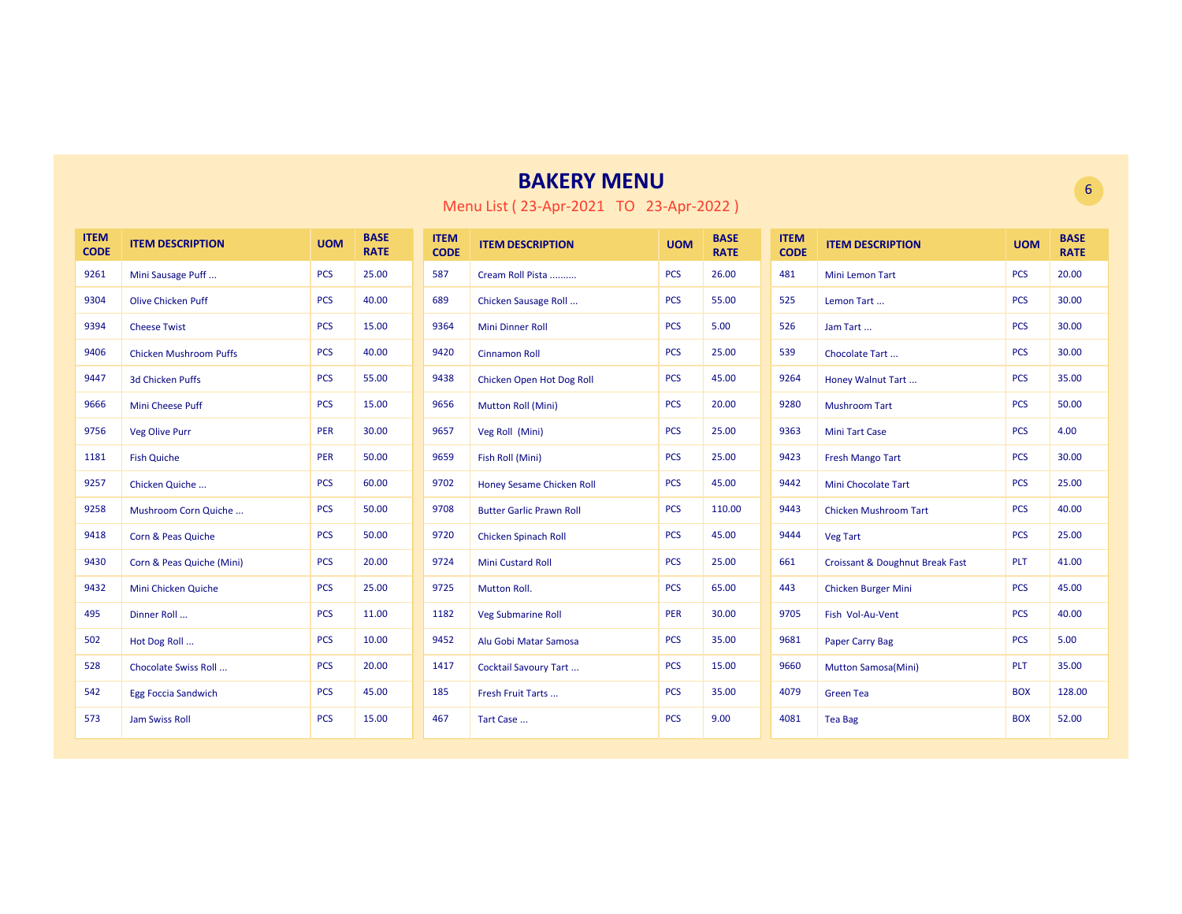# BAKERY MENU

Menu List ( 23-Apr-2021 TO 23-Apr-2022 )

| ITEM CODE | ITEM DESCRIPTION | UOM | BASE RATE |
|---|---|---|---|
| 9261 | Mini Sausage Puff ... | PCS | 25.00 |
| 9304 | Olive Chicken Puff | PCS | 40.00 |
| 9394 | Cheese Twist | PCS | 15.00 |
| 9406 | Chicken Mushroom Puffs | PCS | 40.00 |
| 9447 | 3d Chicken Puffs | PCS | 55.00 |
| 9666 | Mini Cheese Puff | PCS | 15.00 |
| 9756 | Veg Olive Purr | PER | 30.00 |
| 1181 | Fish Quiche | PER | 50.00 |
| 9257 | Chicken Quiche ... | PCS | 60.00 |
| 9258 | Mushroom Corn Quiche ... | PCS | 50.00 |
| 9418 | Corn & Peas Quiche | PCS | 50.00 |
| 9430 | Corn & Peas Quiche (Mini) | PCS | 20.00 |
| 9432 | Mini Chicken Quiche | PCS | 25.00 |
| 495 | Dinner Roll ... | PCS | 11.00 |
| 502 | Hot Dog Roll ... | PCS | 10.00 |
| 528 | Chocolate Swiss Roll ... | PCS | 20.00 |
| 542 | Egg Foccia Sandwich | PCS | 45.00 |
| 573 | Jam Swiss Roll | PCS | 15.00 |
| 587 | Cream Roll Pista .......... | PCS | 26.00 |
| 689 | Chicken Sausage Roll ... | PCS | 55.00 |
| 9364 | Mini Dinner Roll | PCS | 5.00 |
| 9420 | Cinnamon Roll | PCS | 25.00 |
| 9438 | Chicken Open Hot Dog Roll | PCS | 45.00 |
| 9656 | Mutton Roll (Mini) | PCS | 20.00 |
| 9657 | Veg Roll (Mini) | PCS | 25.00 |
| 9659 | Fish Roll (Mini) | PCS | 25.00 |
| 9702 | Honey Sesame Chicken Roll | PCS | 45.00 |
| 9708 | Butter Garlic Prawn Roll | PCS | 110.00 |
| 9720 | Chicken Spinach Roll | PCS | 45.00 |
| 9724 | Mini Custard Roll | PCS | 25.00 |
| 9725 | Mutton Roll. | PCS | 65.00 |
| 1182 | Veg Submarine Roll | PER | 30.00 |
| 9452 | Alu Gobi Matar Samosa | PCS | 35.00 |
| 1417 | Cocktail Savoury Tart ... | PCS | 15.00 |
| 185 | Fresh Fruit Tarts ... | PCS | 35.00 |
| 467 | Tart Case ... | PCS | 9.00 |
| 481 | Mini Lemon Tart | PCS | 20.00 |
| 525 | Lemon Tart ... | PCS | 30.00 |
| 526 | Jam Tart ... | PCS | 30.00 |
| 539 | Chocolate Tart ... | PCS | 30.00 |
| 9264 | Honey Walnut Tart ... | PCS | 35.00 |
| 9280 | Mushroom Tart | PCS | 50.00 |
| 9363 | Mini Tart Case | PCS | 4.00 |
| 9423 | Fresh Mango Tart | PCS | 30.00 |
| 9442 | Mini Chocolate Tart | PCS | 25.00 |
| 9443 | Chicken Mushroom Tart | PCS | 40.00 |
| 9444 | Veg Tart | PCS | 25.00 |
| 661 | Croissant & Doughnut Break Fast | PLT | 41.00 |
| 443 | Chicken Burger Mini | PCS | 45.00 |
| 9705 | Fish Vol-Au-Vent | PCS | 40.00 |
| 9681 | Paper Carry Bag | PCS | 5.00 |
| 9660 | Mutton Samosa(Mini) | PLT | 35.00 |
| 4079 | Green Tea | BOX | 128.00 |
| 4081 | Tea Bag | BOX | 52.00 |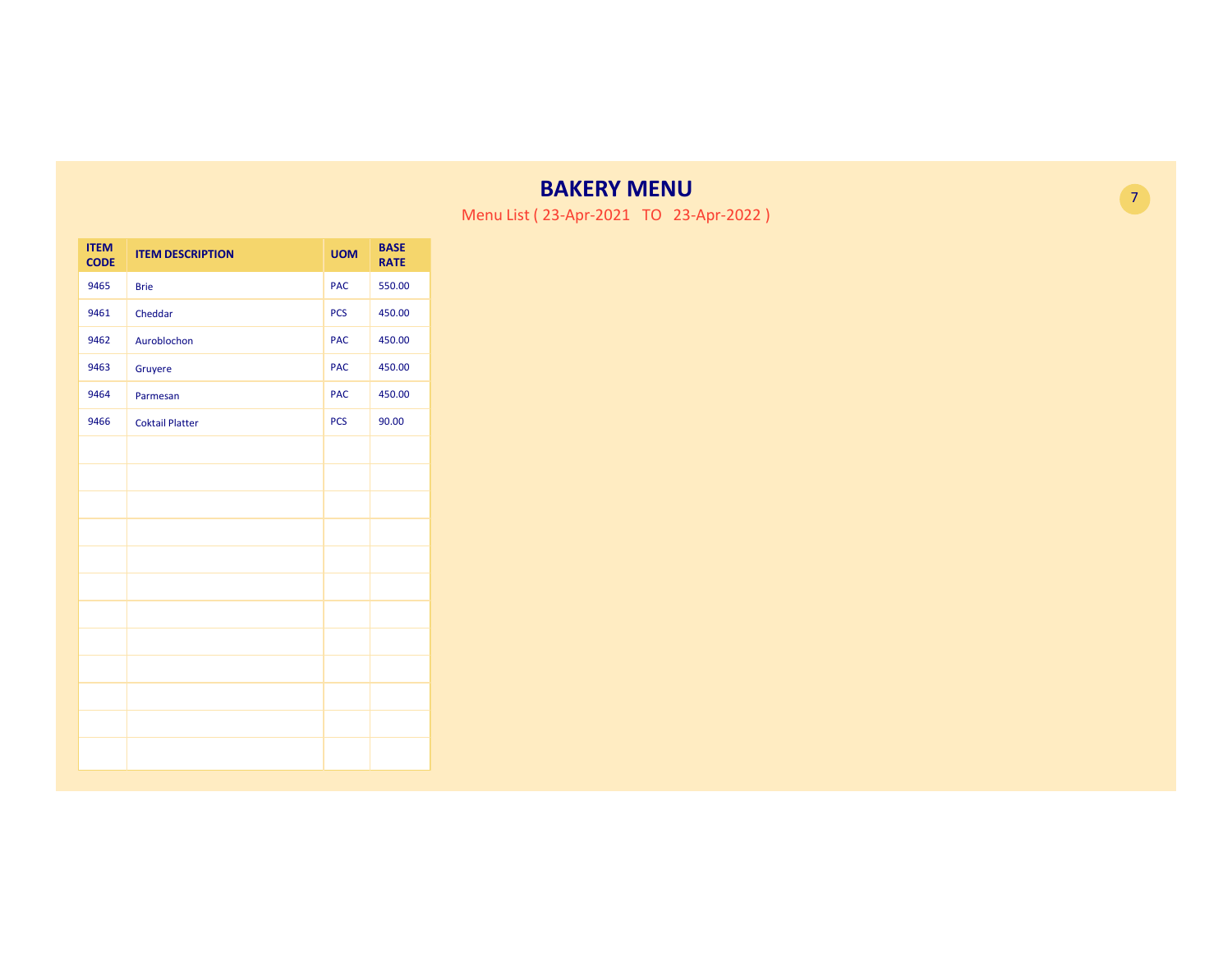# BAKERY MENU

Menu List ( 23-Apr-2021 TO 23-Apr-2022 )

| ITEM CODE | ITEM DESCRIPTION | UOM | BASE RATE |
|---|---|---|---|
| 9465 | Brie | PAC | 550.00 |
| 9461 | Cheddar | PCS | 450.00 |
| 9462 | Auroblochon | PAC | 450.00 |
| 9463 | Gruyere | PAC | 450.00 |
| 9464 | Parmesan | PAC | 450.00 |
| 9466 | Coktail Platter | PCS | 90.00 |